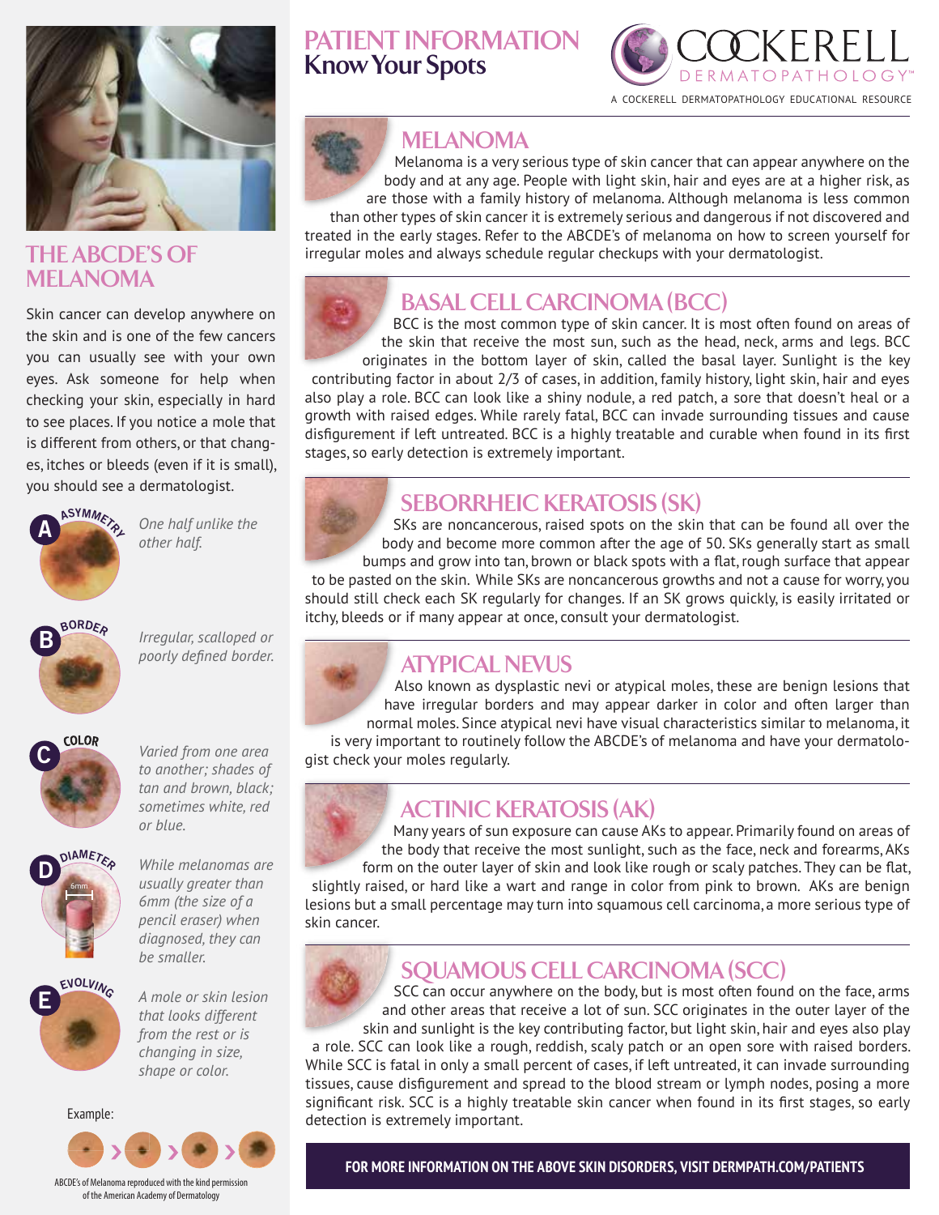# PATIENT INFORMATION
## Know Your Spots

COCKERELL DERMATOPATHOLOGY™

A COCKERELL DERMATOPATHOLOGY EDUCATIONAL RESOURCE

## THE ABCDE'S OF MELANOMA

Skin cancer can develop anywhere on the skin and is one of the few cancers you can usually see with your own eyes. Ask someone for help when checking your skin, especially in hard to see places. If you notice a mole that is different from others, or that changes, itches or bleeds (even if it is small), you should see a dermatologist.

**A – ASYMMETRY**
*One half unlike the other half.*

**B – BORDER**
*Irregular, scalloped or poorly defined border.*

**C – COLOR**
*Varied from one area to another; shades of tan and brown, black; sometimes white, red or blue.*

**D – DIAMETER**
6mm
*While melanomas are usually greater than 6mm (the size of a pencil eraser) when diagnosed, they can be smaller.*

**E – EVOLVING**
*A mole or skin lesion that looks different from the rest or is changing in size, shape or color.*

Example:

ABCDE's of Melanoma reproduced with the kind permission of the American Academy of Dermatology

## MELANOMA

Melanoma is a very serious type of skin cancer that can appear anywhere on the body and at any age. People with light skin, hair and eyes are at a higher risk, as are those with a family history of melanoma. Although melanoma is less common than other types of skin cancer it is extremely serious and dangerous if not discovered and treated in the early stages. Refer to the ABCDE's of melanoma on how to screen yourself for irregular moles and always schedule regular checkups with your dermatologist.

## BASAL CELL CARCINOMA (BCC)

BCC is the most common type of skin cancer. It is most often found on areas of the skin that receive the most sun, such as the head, neck, arms and legs. BCC originates in the bottom layer of skin, called the basal layer. Sunlight is the key contributing factor in about 2/3 of cases, in addition, family history, light skin, hair and eyes also play a role. BCC can look like a shiny nodule, a red patch, a sore that doesn't heal or a growth with raised edges. While rarely fatal, BCC can invade surrounding tissues and cause disfigurement if left untreated. BCC is a highly treatable and curable when found in its first stages, so early detection is extremely important.

## SEBORRHEIC KERATOSIS (SK)

SKs are noncancerous, raised spots on the skin that can be found all over the body and become more common after the age of 50. SKs generally start as small bumps and grow into tan, brown or black spots with a flat, rough surface that appear to be pasted on the skin. While SKs are noncancerous growths and not a cause for worry, you should still check each SK regularly for changes. If an SK grows quickly, is easily irritated or itchy, bleeds or if many appear at once, consult your dermatologist.

## ATYPICAL NEVUS

Also known as dysplastic nevi or atypical moles, these are benign lesions that have irregular borders and may appear darker in color and often larger than normal moles. Since atypical nevi have visual characteristics similar to melanoma, it is very important to routinely follow the ABCDE's of melanoma and have your dermatologist check your moles regularly.

## ACTINIC KERATOSIS (AK)

Many years of sun exposure can cause AKs to appear. Primarily found on areas of the body that receive the most sunlight, such as the face, neck and forearms, AKs form on the outer layer of skin and look like rough or scaly patches. They can be flat, slightly raised, or hard like a wart and range in color from pink to brown. AKs are benign lesions but a small percentage may turn into squamous cell carcinoma, a more serious type of skin cancer.

## SQUAMOUS CELL CARCINOMA (SCC)

SCC can occur anywhere on the body, but is most often found on the face, arms and other areas that receive a lot of sun. SCC originates in the outer layer of the skin and sunlight is the key contributing factor, but light skin, hair and eyes also play a role. SCC can look like a rough, reddish, scaly patch or an open sore with raised borders. While SCC is fatal in only a small percent of cases, if left untreated, it can invade surrounding tissues, cause disfigurement and spread to the blood stream or lymph nodes, posing a more significant risk. SCC is a highly treatable skin cancer when found in its first stages, so early detection is extremely important.

**FOR MORE INFORMATION ON THE ABOVE SKIN DISORDERS, VISIT DERMPATH.COM/PATIENTS**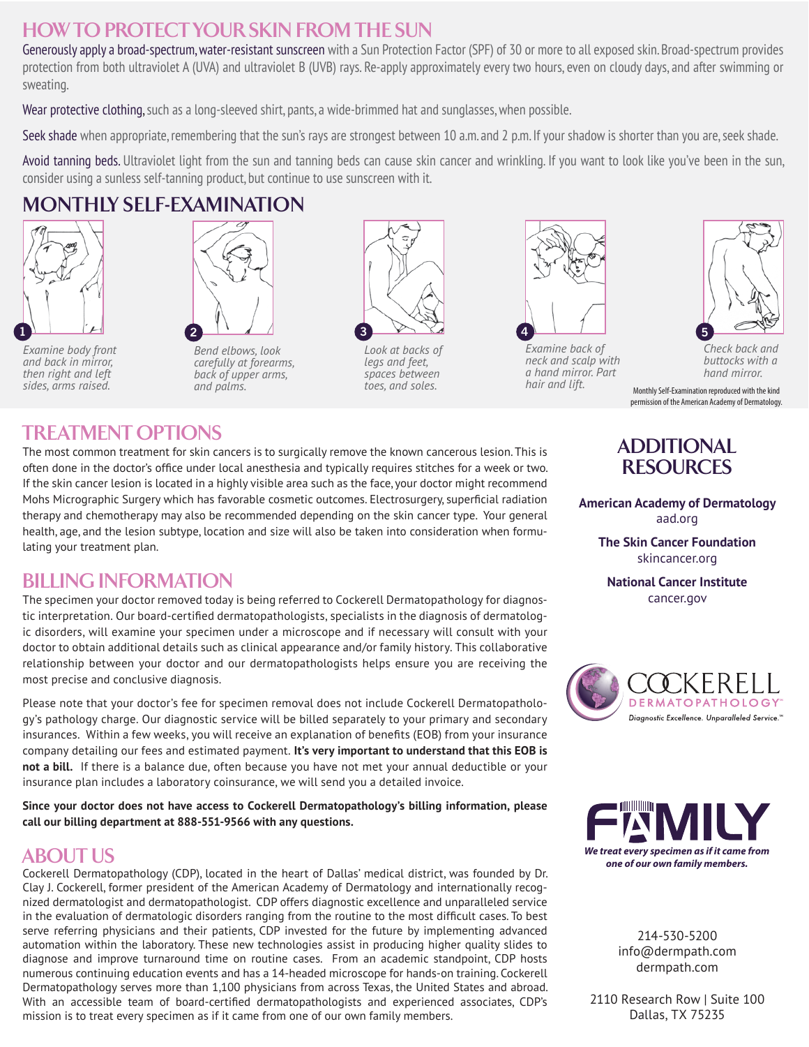# HOW TO PROTECT YOUR SKIN FROM THE SUN

Generously apply a broad-spectrum, water-resistant sunscreen with a Sun Protection Factor (SPF) of 30 or more to all exposed skin. Broad-spectrum provides protection from both ultraviolet A (UVA) and ultraviolet B (UVB) rays. Re-apply approximately every two hours, even on cloudy days, and after swimming or sweating.

Wear protective clothing, such as a long-sleeved shirt, pants, a wide-brimmed hat and sunglasses, when possible.

Seek shade when appropriate, remembering that the sun's rays are strongest between 10 a.m. and 2 p.m. If your shadow is shorter than you are, seek shade.

Avoid tanning beds. Ultraviolet light from the sun and tanning beds can cause skin cancer and wrinkling. If you want to look like you've been in the sun, consider using a sunless self-tanning product, but continue to use sunscreen with it.

# MONTHLY SELF-EXAMINATION

1. *Examine body front and back in mirror, then right and left sides, arms raised.*
2. *Bend elbows, look carefully at forearms, back of upper arms, and palms.*
3. *Look at backs of legs and feet, spaces between toes, and soles.*
4. *Examine back of neck and scalp with a hand mirror. Part hair and lift.*
5. *Check back and buttocks with a hand mirror.*

Monthly Self-Examination reproduced with the kind permission of the American Academy of Dermatology.

# TREATMENT OPTIONS

The most common treatment for skin cancers is to surgically remove the known cancerous lesion. This is often done in the doctor's office under local anesthesia and typically requires stitches for a week or two. If the skin cancer lesion is located in a highly visible area such as the face, your doctor might recommend Mohs Micrographic Surgery which has favorable cosmetic outcomes. Electrosurgery, superficial radiation therapy and chemotherapy may also be recommended depending on the skin cancer type. Your general health, age, and the lesion subtype, location and size will also be taken into consideration when formulating your treatment plan.

# BILLING INFORMATION

The specimen your doctor removed today is being referred to Cockerell Dermatopathology for diagnostic interpretation. Our board-certified dermatopathologists, specialists in the diagnosis of dermatologic disorders, will examine your specimen under a microscope and if necessary will consult with your doctor to obtain additional details such as clinical appearance and/or family history. This collaborative relationship between your doctor and our dermatopathologists helps ensure you are receiving the most precise and conclusive diagnosis.

Please note that your doctor's fee for specimen removal does not include Cockerell Dermatopathology's pathology charge. Our diagnostic service will be billed separately to your primary and secondary insurances. Within a few weeks, you will receive an explanation of benefits (EOB) from your insurance company detailing our fees and estimated payment. **It's very important to understand that this EOB is not a bill.** If there is a balance due, often because you have not met your annual deductible or your insurance plan includes a laboratory coinsurance, we will send you a detailed invoice.

**Since your doctor does not have access to Cockerell Dermatopathology's billing information, please call our billing department at 888-551-9566 with any questions.**

# ABOUT US

Cockerell Dermatopathology (CDP), located in the heart of Dallas' medical district, was founded by Dr. Clay J. Cockerell, former president of the American Academy of Dermatology and internationally recognized dermatologist and dermatopathologist. CDP offers diagnostic excellence and unparalleled service in the evaluation of dermatologic disorders ranging from the routine to the most difficult cases. To best serve referring physicians and their patients, CDP invested for the future by implementing advanced automation within the laboratory. These new technologies assist in producing higher quality slides to diagnose and improve turnaround time on routine cases. From an academic standpoint, CDP hosts numerous continuing education events and has a 14-headed microscope for hands-on training. Cockerell Dermatopathology serves more than 1,100 physicians from across Texas, the United States and abroad. With an accessible team of board-certified dermatopathologists and experienced associates, CDP's mission is to treat every specimen as if it came from one of our own family members.

# ADDITIONAL RESOURCES

**American Academy of Dermatology**
aad.org

**The Skin Cancer Foundation**
skincancer.org

**National Cancer Institute**
cancer.gov

COCKERELL DERMATOPATHOLOGY™
*Diagnostic Excellence. Unparalleled Service.™*

FAMILY
***We treat every specimen as if it came from one of our own family members.***

214-530-5200
info@dermpath.com
dermpath.com

2110 Research Row | Suite 100
Dallas, TX 75235